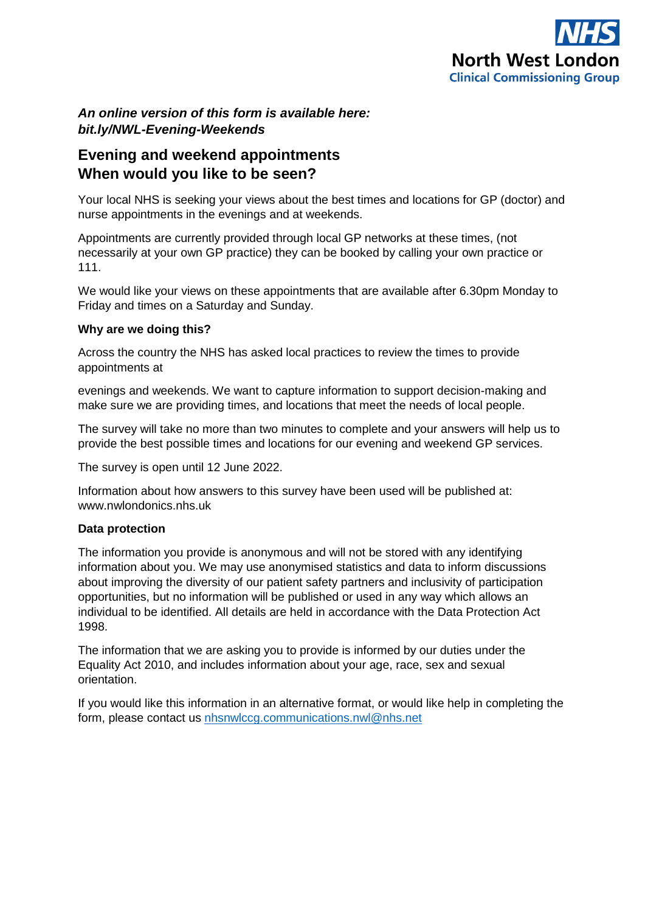NHS
North West London
Clinical Commissioning Group

***An online version of this form is available here: bit.ly/NWL-Evening-Weekends***

## Evening and weekend appointments
## When would you like to be seen?

Your local NHS is seeking your views about the best times and locations for GP (doctor) and nurse appointments in the evenings and at weekends.

Appointments are currently provided through local GP networks at these times, (not necessarily at your own GP practice) they can be booked by calling your own practice or 111.

We would like your views on these appointments that are available after 6.30pm Monday to Friday and times on a Saturday and Sunday.

**Why are we doing this?**

Across the country the NHS has asked local practices to review the times to provide appointments at

evenings and weekends. We want to capture information to support decision-making and make sure we are providing times, and locations that meet the needs of local people.

The survey will take no more than two minutes to complete and your answers will help us to provide the best possible times and locations for our evening and weekend GP services.

The survey is open until 12 June 2022.

Information about how answers to this survey have been used will be published at: www.nwlondonics.nhs.uk

**Data protection**

The information you provide is anonymous and will not be stored with any identifying information about you. We may use anonymised statistics and data to inform discussions about improving the diversity of our patient safety partners and inclusivity of participation opportunities, but no information will be published or used in any way which allows an individual to be identified. All details are held in accordance with the Data Protection Act 1998.

The information that we are asking you to provide is informed by our duties under the Equality Act 2010, and includes information about your age, race, sex and sexual orientation.

If you would like this information in an alternative format, or would like help in completing the form, please contact us nhsnwlccg.communications.nwl@nhs.net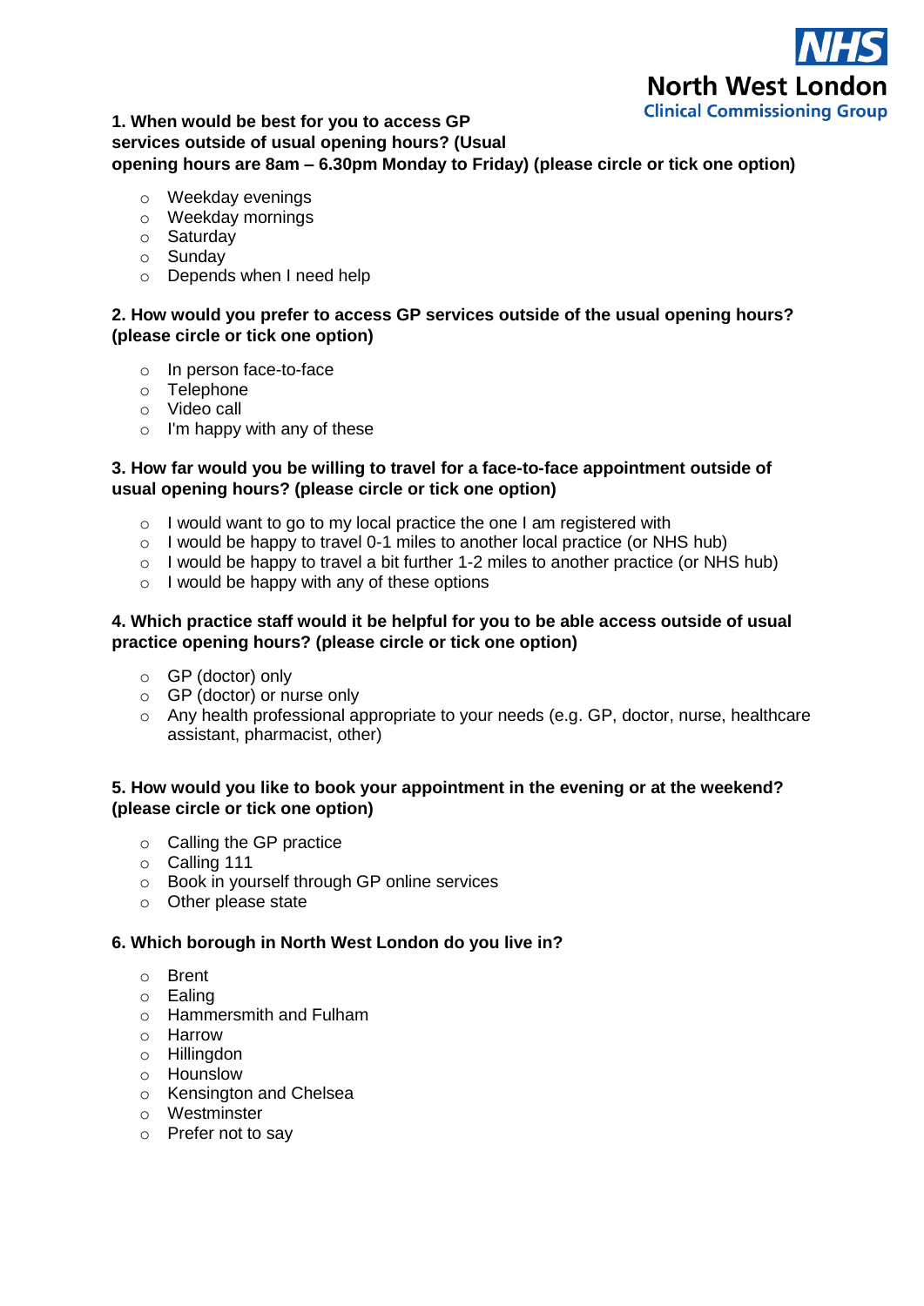**1. When would be best for you to access GP services outside of usual opening hours? (Usual opening hours are 8am – 6.30pm Monday to Friday) (please circle or tick one option)**

- Weekday evenings
- Weekday mornings
- Saturday
- Sunday
- Depends when I need help

**2. How would you prefer to access GP services outside of the usual opening hours? (please circle or tick one option)**

- In person face-to-face
- Telephone
- Video call
- I'm happy with any of these

**3. How far would you be willing to travel for a face-to-face appointment outside of usual opening hours? (please circle or tick one option)**

- I would want to go to my local practice the one I am registered with
- I would be happy to travel 0-1 miles to another local practice (or NHS hub)
- I would be happy to travel a bit further 1-2 miles to another practice (or NHS hub)
- I would be happy with any of these options

**4. Which practice staff would it be helpful for you to be able access outside of usual practice opening hours? (please circle or tick one option)**

- GP (doctor) only
- GP (doctor) or nurse only
- Any health professional appropriate to your needs (e.g. GP, doctor, nurse, healthcare assistant, pharmacist, other)

**5. How would you like to book your appointment in the evening or at the weekend? (please circle or tick one option)**

- Calling the GP practice
- Calling 111
- Book in yourself through GP online services
- Other please state

**6. Which borough in North West London do you live in?**

- Brent
- Ealing
- Hammersmith and Fulham
- Harrow
- Hillingdon
- Hounslow
- Kensington and Chelsea
- Westminster
- Prefer not to say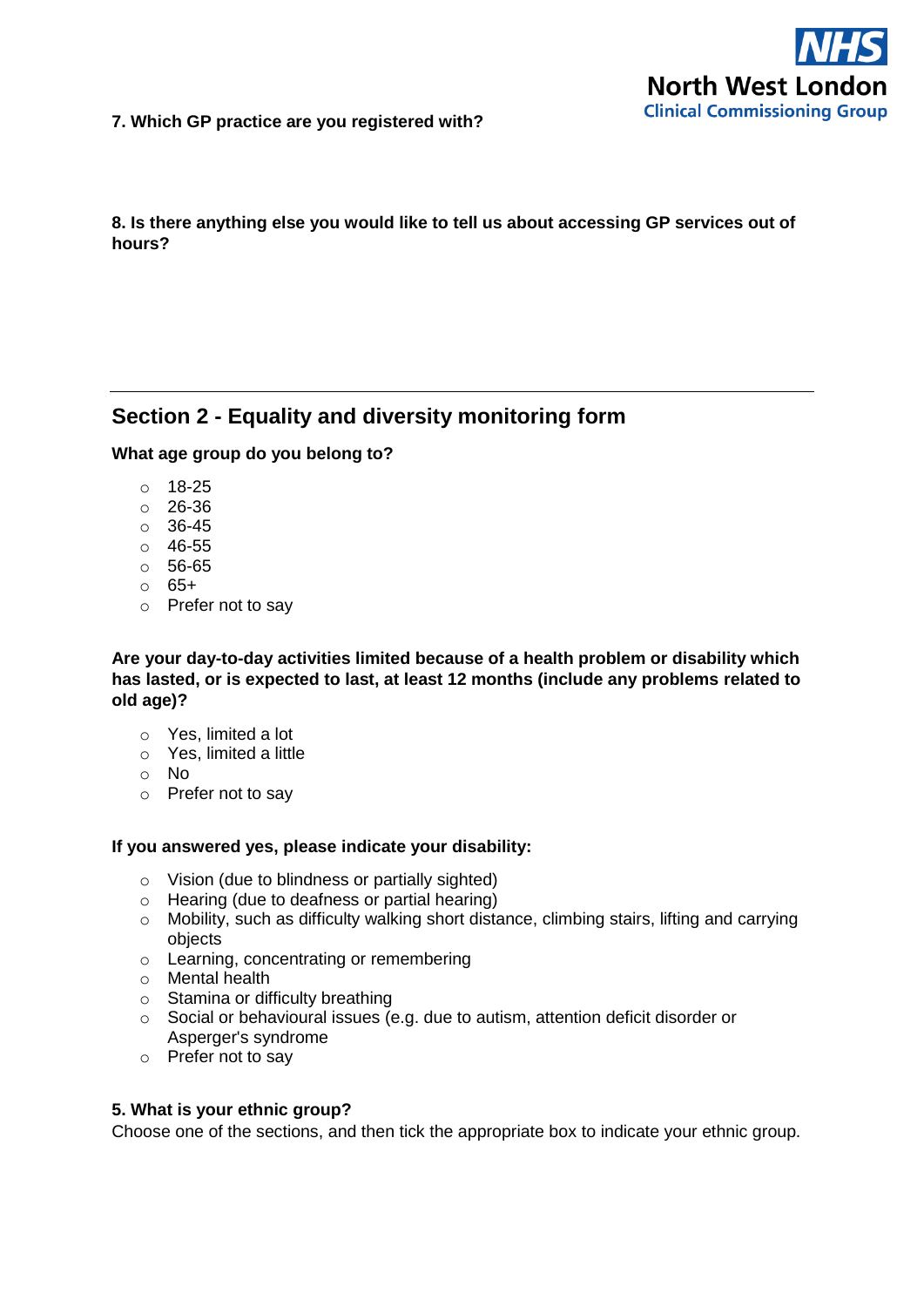**7. Which GP practice are you registered with?**

**8. Is there anything else you would like to tell us about accessing GP services out of hours?**

---

## Section 2 - Equality and diversity monitoring form

**What age group do you belong to?**

- 18-25
- 26-36
- 36-45
- 46-55
- 56-65
- 65+
- Prefer not to say

**Are your day-to-day activities limited because of a health problem or disability which has lasted, or is expected to last, at least 12 months (include any problems related to old age)?**

- Yes, limited a lot
- Yes, limited a little
- No
- Prefer not to say

**If you answered yes, please indicate your disability:**

- Vision (due to blindness or partially sighted)
- Hearing (due to deafness or partial hearing)
- Mobility, such as difficulty walking short distance, climbing stairs, lifting and carrying objects
- Learning, concentrating or remembering
- Mental health
- Stamina or difficulty breathing
- Social or behavioural issues (e.g. due to autism, attention deficit disorder or Asperger's syndrome
- Prefer not to say

**5. What is your ethnic group?**

Choose one of the sections, and then tick the appropriate box to indicate your ethnic group.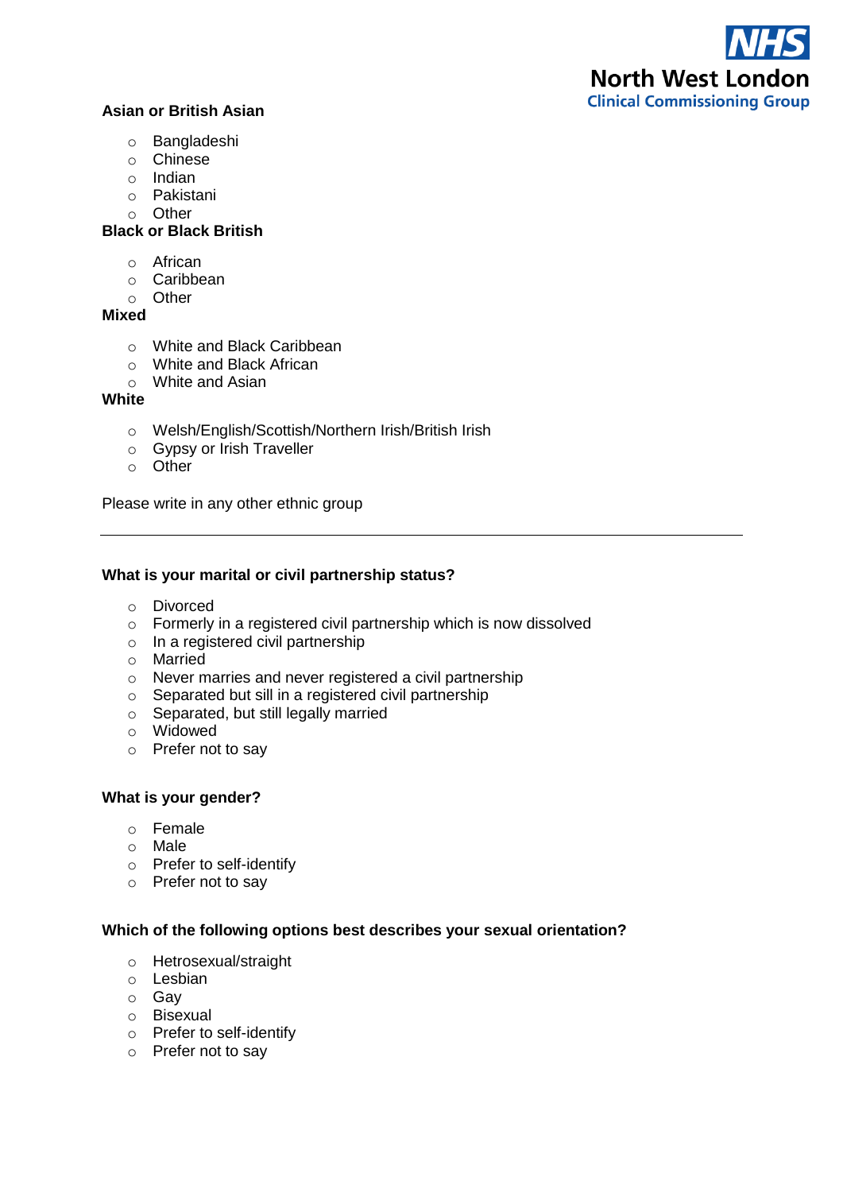**Asian or British Asian**

- Bangladeshi
- Chinese
- Indian
- Pakistani
- Other

**Black or Black British**

- African
- Caribbean
- Other

**Mixed**

- White and Black Caribbean
- White and Black African
- White and Asian

**White**

- Welsh/English/Scottish/Northern Irish/British Irish
- Gypsy or Irish Traveller
- Other

Please write in any other ethnic group

---

**What is your marital or civil partnership status?**

- Divorced
- Formerly in a registered civil partnership which is now dissolved
- In a registered civil partnership
- Married
- Never marries and never registered a civil partnership
- Separated but sill in a registered civil partnership
- Separated, but still legally married
- Widowed
- Prefer not to say

**What is your gender?**

- Female
- Male
- Prefer to self-identify
- Prefer not to say

**Which of the following options best describes your sexual orientation?**

- Hetrosexual/straight
- Lesbian
- Gay
- Bisexual
- Prefer to self-identify
- Prefer not to say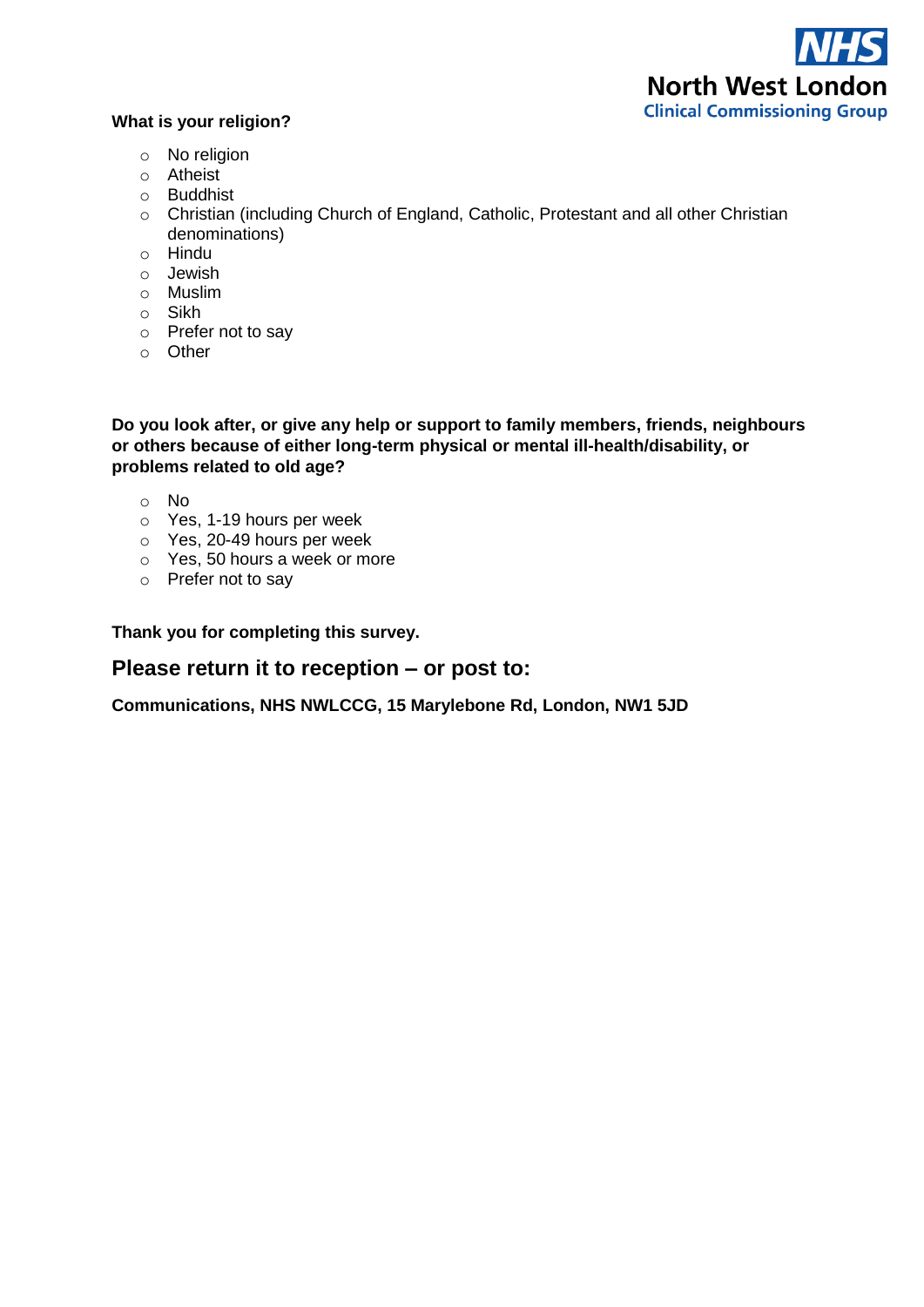**What is your religion?**

- No religion
- Atheist
- Buddhist
- Christian (including Church of England, Catholic, Protestant and all other Christian denominations)
- Hindu
- Jewish
- Muslim
- Sikh
- Prefer not to say
- Other

**Do you look after, or give any help or support to family members, friends, neighbours or others because of either long-term physical or mental ill-health/disability, or problems related to old age?**

- No
- Yes, 1-19 hours per week
- Yes, 20-49 hours per week
- Yes, 50 hours a week or more
- Prefer not to say

**Thank you for completing this survey.**

## Please return it to reception – or post to:

**Communications, NHS NWLCCG, 15 Marylebone Rd, London, NW1 5JD**